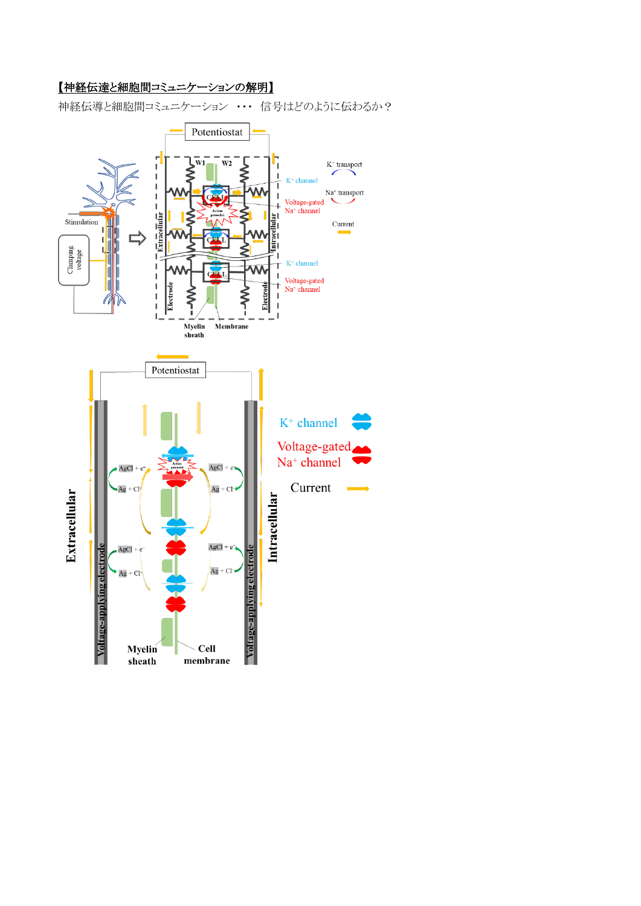**【神経伝達と細胞間コミュニケーションの解明】**

神経伝達と細胞間コミュニケーション　・・・　信号はどのように伝わるか？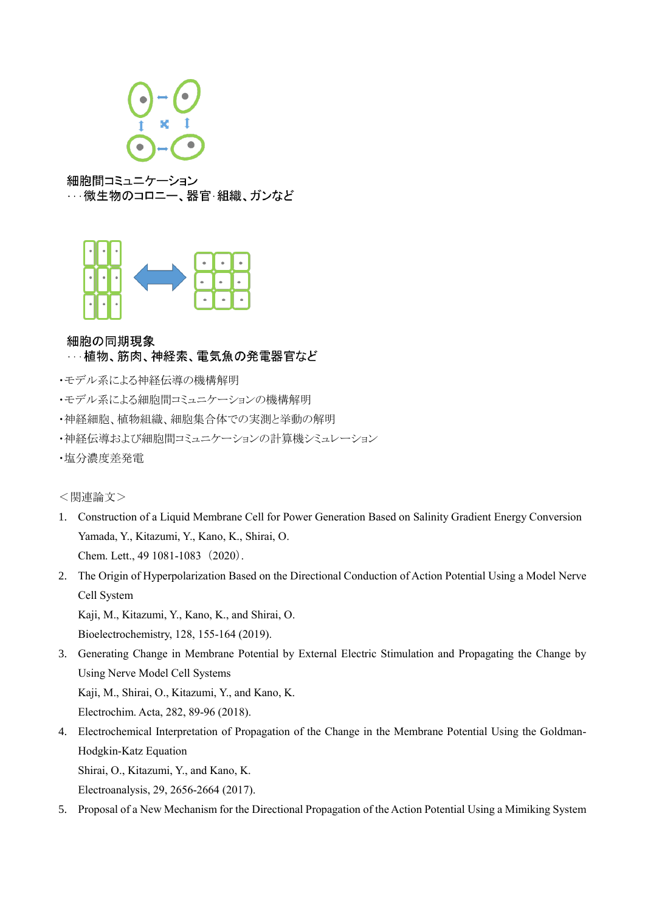細胞間コミュニケーション
・・・微生物のコロニー、器官･組織、ガンなど

細胞の同期現象
・・・植物、筋肉、神経索、電気魚の発電器官など

・モデル系による神経伝導の機構解明
・モデル系による細胞間コミュニケーションの機構解明
・神経細胞、植物組織、細胞集合体での実測と挙動の解明
・神経伝導および細胞間コミュニケーションの計算機シミュレーション
・塩分濃度差発電

＜関連論文＞

1. Construction of a Liquid Membrane Cell for Power Generation Based on Salinity Gradient Energy Conversion
   Yamada, Y., Kitazumi, Y., Kano, K., Shirai, O.
   Chem. Lett., 49 1081-1083（2020）.
2. The Origin of Hyperpolarization Based on the Directional Conduction of Action Potential Using a Model Nerve Cell System
   Kaji, M., Kitazumi, Y., Kano, K., and Shirai, O.
   Bioelectrochemistry, 128, 155-164 (2019).
3. Generating Change in Membrane Potential by External Electric Stimulation and Propagating the Change by Using Nerve Model Cell Systems
   Kaji, M., Shirai, O., Kitazumi, Y., and Kano, K.
   Electrochim. Acta, 282, 89-96 (2018).
4. Electrochemical Interpretation of Propagation of the Change in the Membrane Potential Using the Goldman-Hodgkin-Katz Equation
   Shirai, O., Kitazumi, Y., and Kano, K.
   Electroanalysis, 29, 2656-2664 (2017).
5. Proposal of a New Mechanism for the Directional Propagation of the Action Potential Using a Mimiking System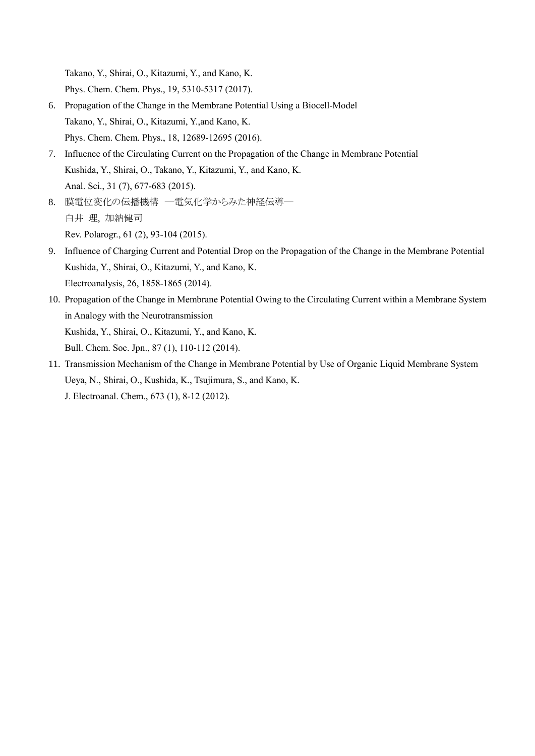Takano, Y., Shirai, O., Kitazumi, Y., and Kano, K.
Phys. Chem. Chem. Phys., 19, 5310-5317 (2017).

6. Propagation of the Change in the Membrane Potential Using a Biocell-Model
   Takano, Y., Shirai, O., Kitazumi, Y.,and Kano, K.
   Phys. Chem. Chem. Phys., 18, 12689-12695 (2016).
7. Influence of the Circulating Current on the Propagation of the Change in Membrane Potential
   Kushida, Y., Shirai, O., Takano, Y., Kitazumi, Y., and Kano, K.
   Anal. Sci., 31 (7), 677-683 (2015).
8. 膜電位変化の伝播機構 ―電気化学からみた神経伝導―
   白井 理, 加納健司
   Rev. Polarogr., 61 (2), 93-104 (2015).
9. Influence of Charging Current and Potential Drop on the Propagation of the Change in the Membrane Potential
   Kushida, Y., Shirai, O., Kitazumi, Y., and Kano, K.
   Electroanalysis, 26, 1858-1865 (2014).
10. Propagation of the Change in Membrane Potential Owing to the Circulating Current within a Membrane System in Analogy with the Neurotransmission
    Kushida, Y., Shirai, O., Kitazumi, Y., and Kano, K.
    Bull. Chem. Soc. Jpn., 87 (1), 110-112 (2014).
11. Transmission Mechanism of the Change in Membrane Potential by Use of Organic Liquid Membrane System
    Ueya, N., Shirai, O., Kushida, K., Tsujimura, S., and Kano, K.
    J. Electroanal. Chem., 673 (1), 8-12 (2012).